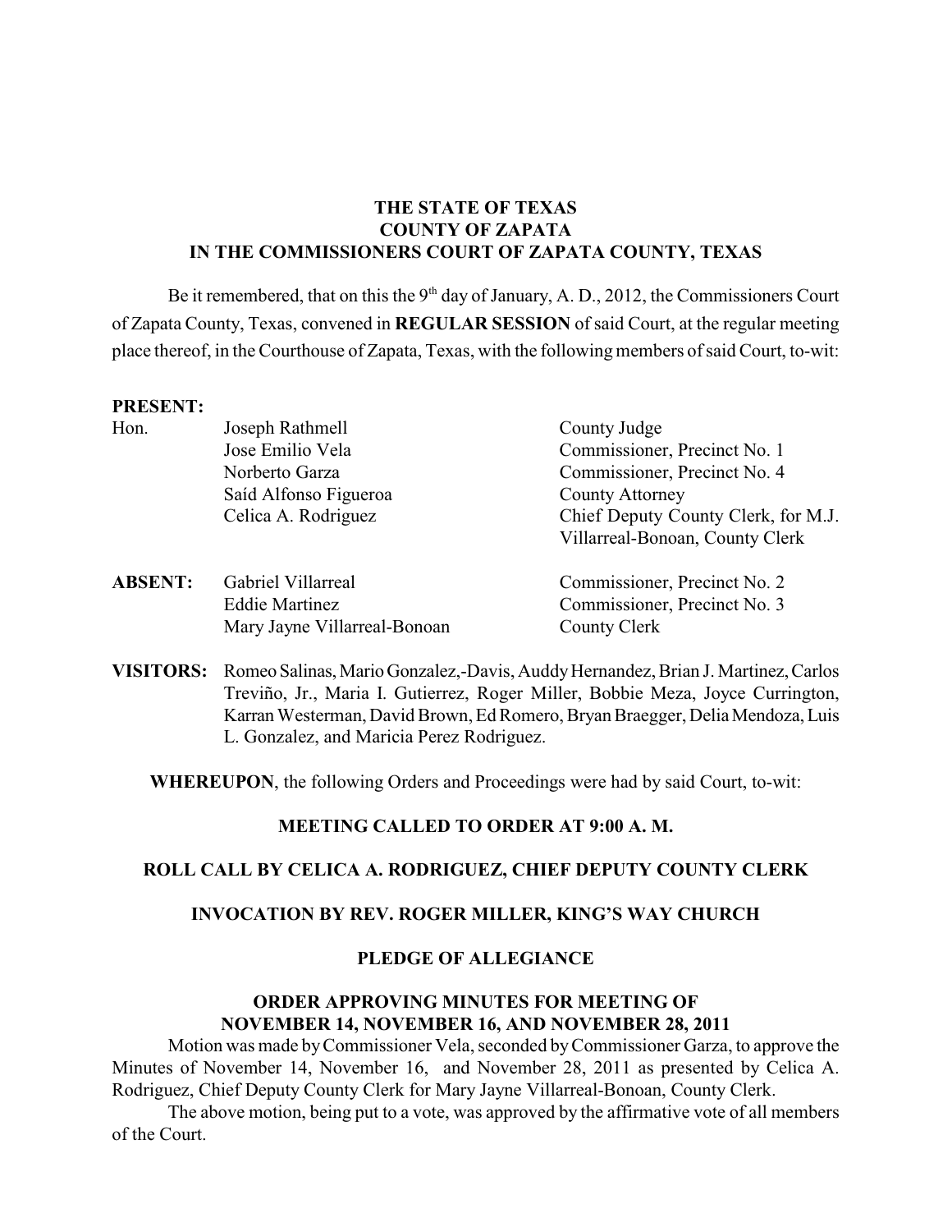**THE STATE OF TEXAS**
**COUNTY OF ZAPATA**
**IN THE COMMISSIONERS COURT OF ZAPATA COUNTY, TEXAS**

Be it remembered, that on this the 9th day of January, A. D., 2012, the Commissioners Court of Zapata County, Texas, convened in **REGULAR SESSION** of said Court, at the regular meeting place thereof, in the Courthouse of Zapata, Texas, with the following members of said Court, to-wit:

**PRESENT:**

| | | |
|---|---|---|
| Hon. | Joseph Rathmell | County Judge |
| | Jose Emilio Vela | Commissioner, Precinct No. 1 |
| | Norberto Garza | Commissioner, Precinct No. 4 |
| | Saíd Alfonso Figueroa | County Attorney |
| | Celica A. Rodriguez | Chief Deputy County Clerk, for M.J. Villarreal-Bonoan, County Clerk |

| | | |
|---|---|---|
| **ABSENT:** | Gabriel Villarreal | Commissioner, Precinct No. 2 |
| | Eddie Martinez | Commissioner, Precinct No. 3 |
| | Mary Jayne Villarreal-Bonoan | County Clerk |

**VISITORS:** Romeo Salinas, Mario Gonzalez,-Davis, Auddy Hernandez, Brian J. Martinez, Carlos Treviño, Jr., Maria I. Gutierrez, Roger Miller, Bobbie Meza, Joyce Currington, Karran Westerman, David Brown, Ed Romero, Bryan Braegger, Delia Mendoza, Luis L. Gonzalez, and Maricia Perez Rodriguez.

**WHEREUPON**, the following Orders and Proceedings were had by said Court, to-wit:

**MEETING CALLED TO ORDER AT 9:00 A. M.**

**ROLL CALL BY CELICA A. RODRIGUEZ, CHIEF DEPUTY COUNTY CLERK**

**INVOCATION BY REV. ROGER MILLER, KING'S WAY CHURCH**

**PLEDGE OF ALLEGIANCE**

**ORDER APPROVING MINUTES FOR MEETING OF NOVEMBER 14, NOVEMBER 16, AND NOVEMBER 28, 2011**

Motion was made by Commissioner Vela, seconded by Commissioner Garza, to approve the Minutes of November 14, November 16, and November 28, 2011 as presented by Celica A. Rodriguez, Chief Deputy County Clerk for Mary Jayne Villarreal-Bonoan, County Clerk.

The above motion, being put to a vote, was approved by the affirmative vote of all members of the Court.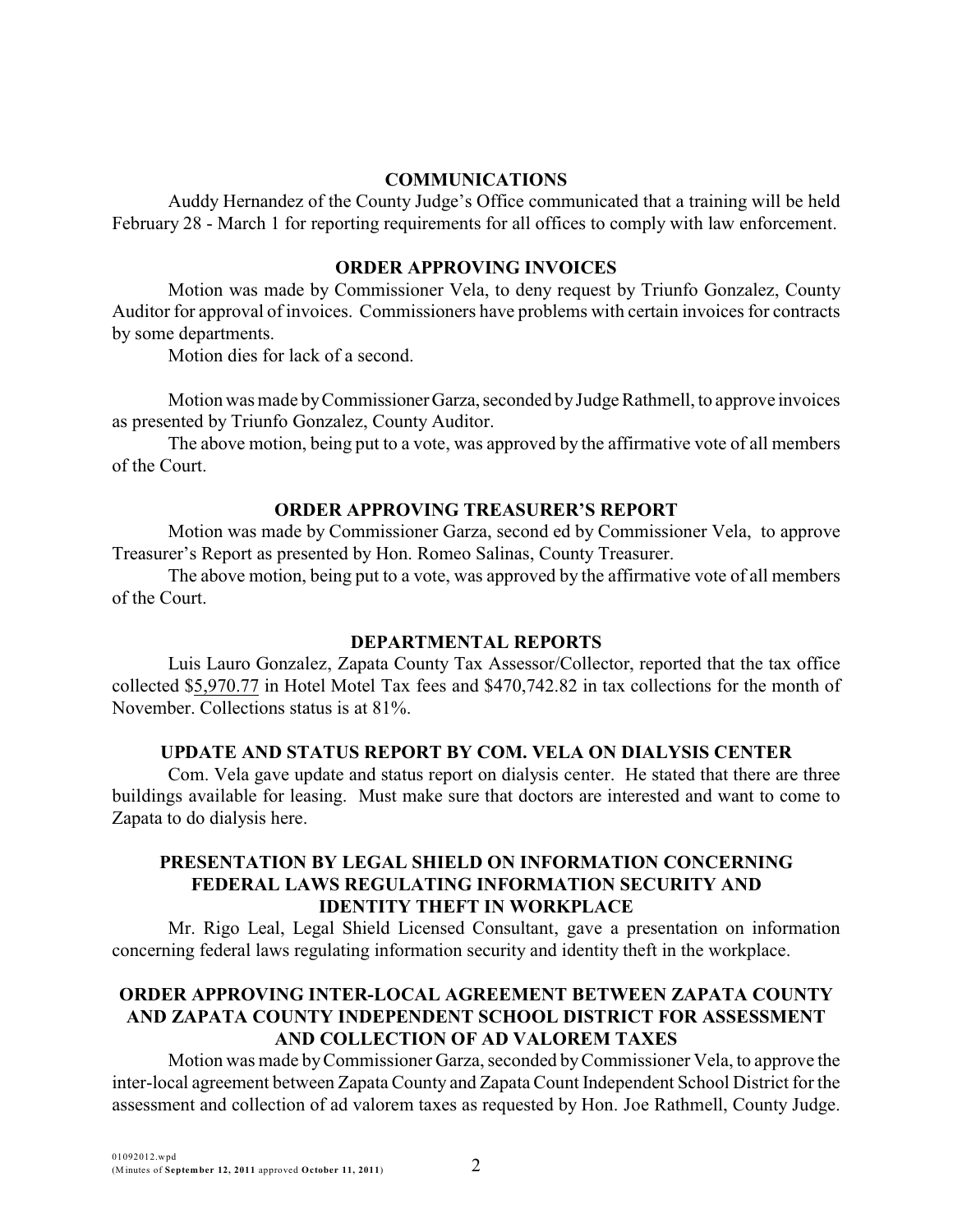## COMMUNICATIONS

Auddy Hernandez of the County Judge's Office communicated that a training will be held February 28 - March 1 for reporting requirements for all offices to comply with law enforcement.

## ORDER APPROVING INVOICES

Motion was made by Commissioner Vela, to deny request by Triunfo Gonzalez, County Auditor for approval of invoices. Commissioners have problems with certain invoices for contracts by some departments.

Motion dies for lack of a second.

Motion was made by Commissioner Garza, seconded by Judge Rathmell, to approve invoices as presented by Triunfo Gonzalez, County Auditor.

The above motion, being put to a vote, was approved by the affirmative vote of all members of the Court.

## ORDER APPROVING TREASURER'S REPORT

Motion was made by Commissioner Garza, second ed by Commissioner Vela, to approve Treasurer's Report as presented by Hon. Romeo Salinas, County Treasurer.

The above motion, being put to a vote, was approved by the affirmative vote of all members of the Court.

## DEPARTMENTAL REPORTS

Luis Lauro Gonzalez, Zapata County Tax Assessor/Collector, reported that the tax office collected $5,970.77 in Hotel Motel Tax fees and $470,742.82 in tax collections for the month of November. Collections status is at 81%.

## UPDATE AND STATUS REPORT BY COM. VELA ON DIALYSIS CENTER

Com. Vela gave update and status report on dialysis center. He stated that there are three buildings available for leasing. Must make sure that doctors are interested and want to come to Zapata to do dialysis here.

## PRESENTATION BY LEGAL SHIELD ON INFORMATION CONCERNING FEDERAL LAWS REGULATING INFORMATION SECURITY AND IDENTITY THEFT IN WORKPLACE

Mr. Rigo Leal, Legal Shield Licensed Consultant, gave a presentation on information concerning federal laws regulating information security and identity theft in the workplace.

## ORDER APPROVING INTER-LOCAL AGREEMENT BETWEEN ZAPATA COUNTY AND ZAPATA COUNTY INDEPENDENT SCHOOL DISTRICT FOR ASSESSMENT AND COLLECTION OF AD VALOREM TAXES

Motion was made by Commissioner Garza, seconded by Commissioner Vela, to approve the inter-local agreement between Zapata County and Zapata Count Independent School District for the assessment and collection of ad valorem taxes as requested by Hon. Joe Rathmell, County Judge.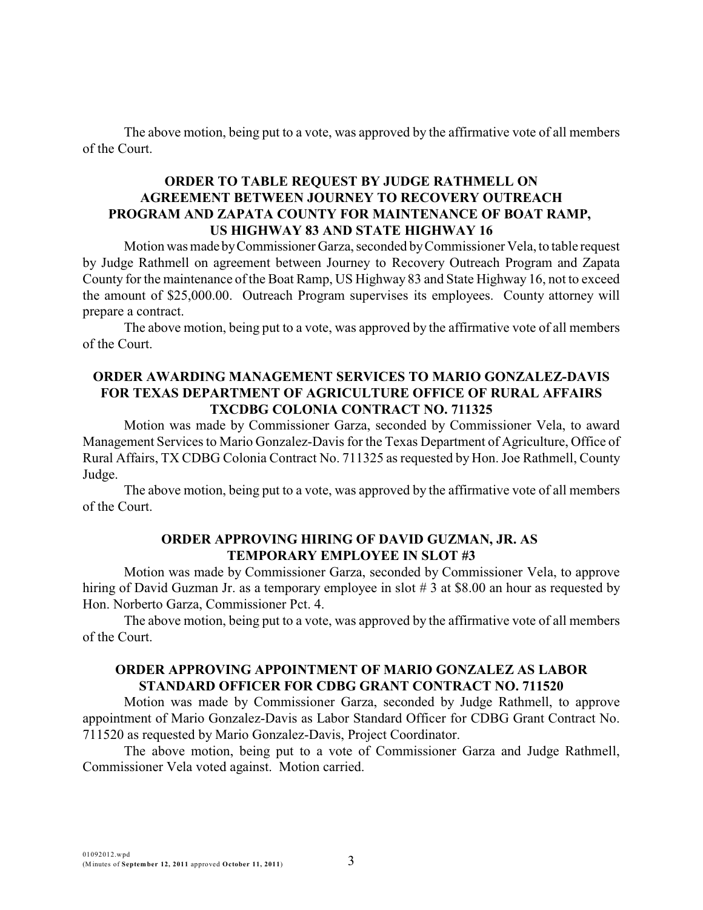The above motion, being put to a vote, was approved by the affirmative vote of all members of the Court.

**ORDER TO TABLE REQUEST BY JUDGE RATHMELL ON AGREEMENT BETWEEN JOURNEY TO RECOVERY OUTREACH PROGRAM AND ZAPATA COUNTY FOR MAINTENANCE OF BOAT RAMP, US HIGHWAY 83 AND STATE HIGHWAY 16**

Motion was made by Commissioner Garza, seconded by Commissioner Vela, to table request by Judge Rathmell on agreement between Journey to Recovery Outreach Program and Zapata County for the maintenance of the Boat Ramp, US Highway 83 and State Highway 16, not to exceed the amount of $25,000.00. Outreach Program supervises its employees. County attorney will prepare a contract.

The above motion, being put to a vote, was approved by the affirmative vote of all members of the Court.

**ORDER AWARDING MANAGEMENT SERVICES TO MARIO GONZALEZ-DAVIS FOR TEXAS DEPARTMENT OF AGRICULTURE OFFICE OF RURAL AFFAIRS TXCDBG COLONIA CONTRACT NO. 711325**

Motion was made by Commissioner Garza, seconded by Commissioner Vela, to award Management Services to Mario Gonzalez-Davis for the Texas Department of Agriculture, Office of Rural Affairs, TX CDBG Colonia Contract No. 711325 as requested by Hon. Joe Rathmell, County Judge.

The above motion, being put to a vote, was approved by the affirmative vote of all members of the Court.

**ORDER APPROVING HIRING OF DAVID GUZMAN, JR. AS TEMPORARY EMPLOYEE IN SLOT #3**

Motion was made by Commissioner Garza, seconded by Commissioner Vela, to approve hiring of David Guzman Jr. as a temporary employee in slot # 3 at $8.00 an hour as requested by Hon. Norberto Garza, Commissioner Pct. 4.

The above motion, being put to a vote, was approved by the affirmative vote of all members of the Court.

**ORDER APPROVING APPOINTMENT OF MARIO GONZALEZ AS LABOR STANDARD OFFICER FOR CDBG GRANT CONTRACT NO. 711520**

Motion was made by Commissioner Garza, seconded by Judge Rathmell, to approve appointment of Mario Gonzalez-Davis as Labor Standard Officer for CDBG Grant Contract No. 711520 as requested by Mario Gonzalez-Davis, Project Coordinator.

The above motion, being put to a vote of Commissioner Garza and Judge Rathmell, Commissioner Vela voted against. Motion carried.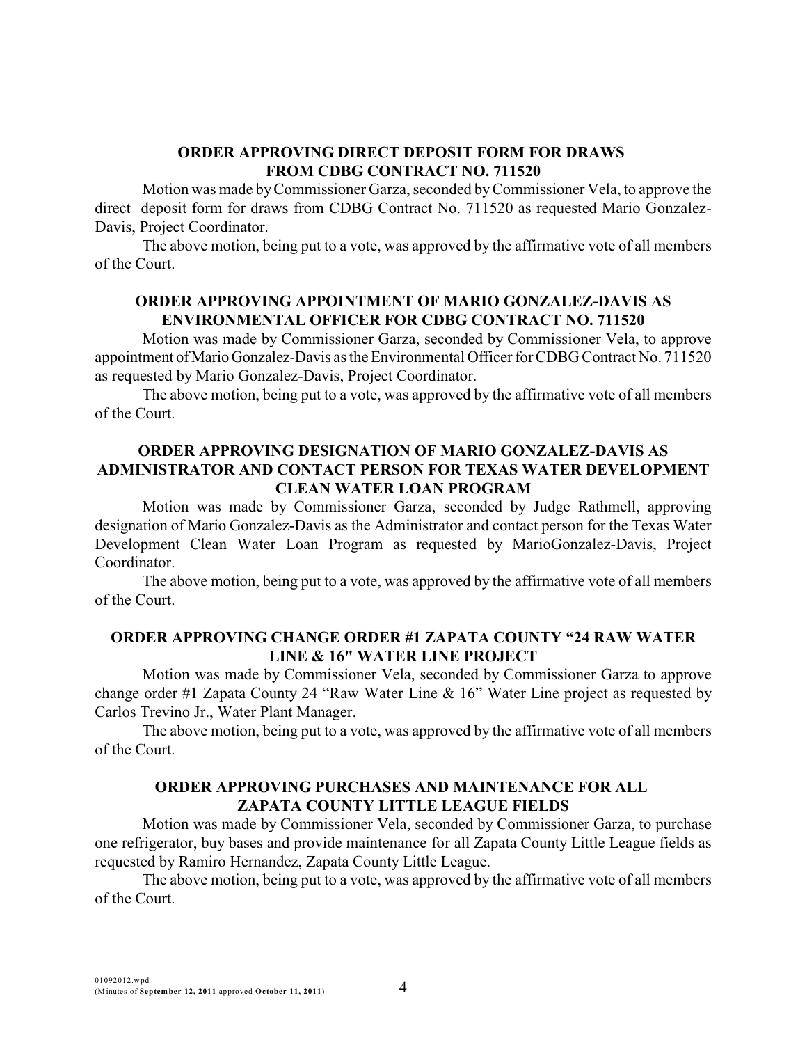## ORDER APPROVING DIRECT DEPOSIT FORM FOR DRAWS FROM CDBG CONTRACT NO. 711520

Motion was made by Commissioner Garza, seconded by Commissioner Vela, to approve the direct deposit form for draws from CDBG Contract No. 711520 as requested Mario Gonzalez-Davis, Project Coordinator.

The above motion, being put to a vote, was approved by the affirmative vote of all members of the Court.

## ORDER APPROVING APPOINTMENT OF MARIO GONZALEZ-DAVIS AS ENVIRONMENTAL OFFICER FOR CDBG CONTRACT NO. 711520

Motion was made by Commissioner Garza, seconded by Commissioner Vela, to approve appointment of Mario Gonzalez-Davis as the Environmental Officer for CDBG Contract No. 711520 as requested by Mario Gonzalez-Davis, Project Coordinator.

The above motion, being put to a vote, was approved by the affirmative vote of all members of the Court.

## ORDER APPROVING DESIGNATION OF MARIO GONZALEZ-DAVIS AS ADMINISTRATOR AND CONTACT PERSON FOR TEXAS WATER DEVELOPMENT CLEAN WATER LOAN PROGRAM

Motion was made by Commissioner Garza, seconded by Judge Rathmell, approving designation of Mario Gonzalez-Davis as the Administrator and contact person for the Texas Water Development Clean Water Loan Program as requested by MarioGonzalez-Davis, Project Coordinator.

The above motion, being put to a vote, was approved by the affirmative vote of all members of the Court.

## ORDER APPROVING CHANGE ORDER #1 ZAPATA COUNTY "24 RAW WATER LINE & 16" WATER LINE PROJECT

Motion was made by Commissioner Vela, seconded by Commissioner Garza to approve change order #1 Zapata County 24 "Raw Water Line & 16" Water Line project as requested by Carlos Trevino Jr., Water Plant Manager.

The above motion, being put to a vote, was approved by the affirmative vote of all members of the Court.

## ORDER APPROVING PURCHASES AND MAINTENANCE FOR ALL ZAPATA COUNTY LITTLE LEAGUE FIELDS

Motion was made by Commissioner Vela, seconded by Commissioner Garza, to purchase one refrigerator, buy bases and provide maintenance for all Zapata County Little League fields as requested by Ramiro Hernandez, Zapata County Little League.

The above motion, being put to a vote, was approved by the affirmative vote of all members of the Court.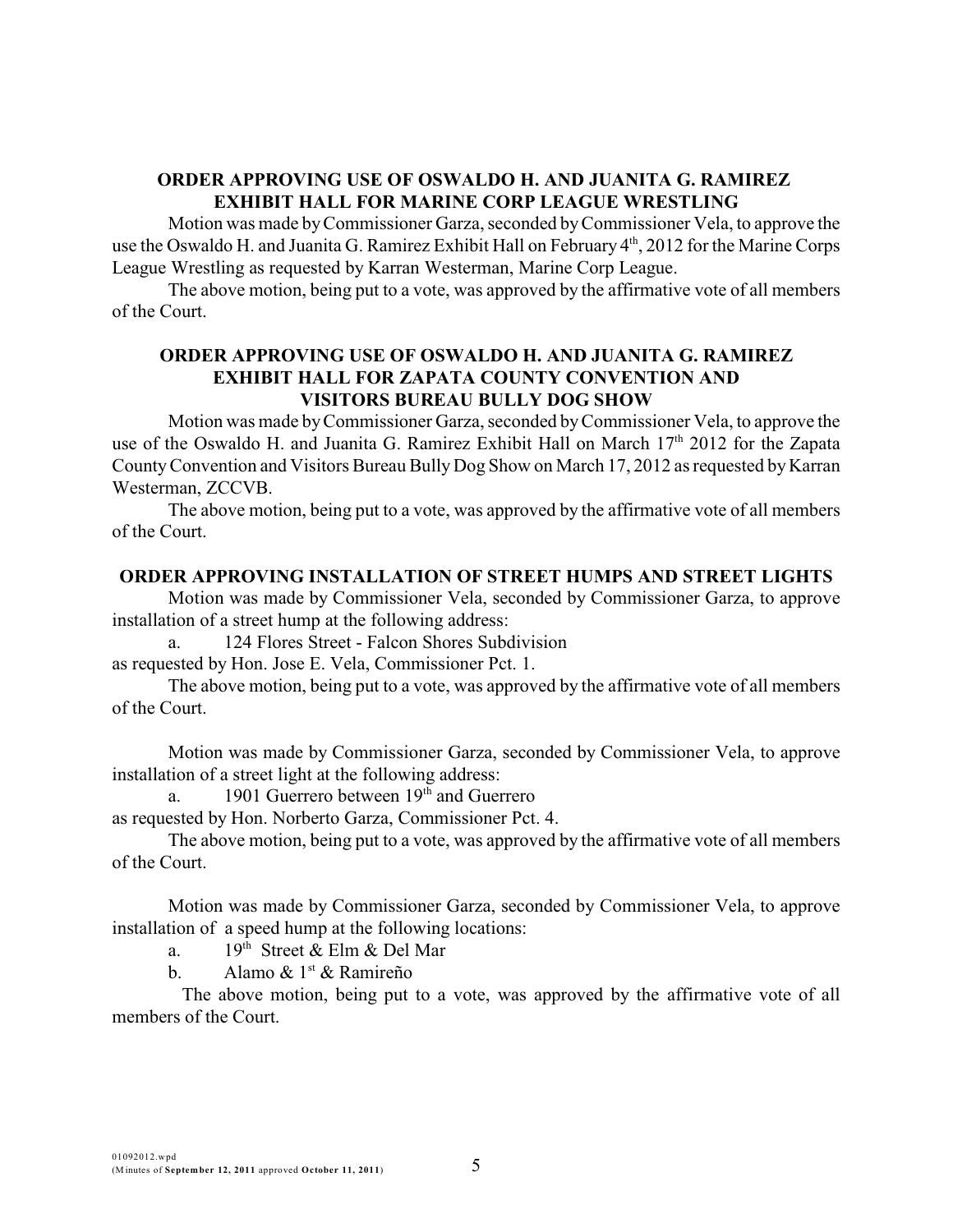## ORDER APPROVING USE OF OSWALDO H. AND JUANITA G. RAMIREZ EXHIBIT HALL FOR MARINE CORP LEAGUE WRESTLING

Motion was made by Commissioner Garza, seconded by Commissioner Vela, to approve the use the Oswaldo H. and Juanita G. Ramirez Exhibit Hall on February 4th, 2012 for the Marine Corps League Wrestling as requested by Karran Westerman, Marine Corp League.

The above motion, being put to a vote, was approved by the affirmative vote of all members of the Court.

## ORDER APPROVING USE OF OSWALDO H. AND JUANITA G. RAMIREZ EXHIBIT HALL FOR ZAPATA COUNTY CONVENTION AND VISITORS BUREAU BULLY DOG SHOW

Motion was made by Commissioner Garza, seconded by Commissioner Vela, to approve the use of the Oswaldo H. and Juanita G. Ramirez Exhibit Hall on March 17th 2012 for the Zapata County Convention and Visitors Bureau Bully Dog Show on March 17, 2012 as requested by Karran Westerman, ZCCVB.

The above motion, being put to a vote, was approved by the affirmative vote of all members of the Court.

## ORDER APPROVING INSTALLATION OF STREET HUMPS AND STREET LIGHTS

Motion was made by Commissioner Vela, seconded by Commissioner Garza, to approve installation of a street hump at the following address:

a. 124 Flores Street - Falcon Shores Subdivision

as requested by Hon. Jose E. Vela, Commissioner Pct. 1.

The above motion, being put to a vote, was approved by the affirmative vote of all members of the Court.

Motion was made by Commissioner Garza, seconded by Commissioner Vela, to approve installation of a street light at the following address:

a. 1901 Guerrero between 19th and Guerrero

as requested by Hon. Norberto Garza, Commissioner Pct. 4.

The above motion, being put to a vote, was approved by the affirmative vote of all members of the Court.

Motion was made by Commissioner Garza, seconded by Commissioner Vela, to approve installation of a speed hump at the following locations:

a. 19th Street & Elm & Del Mar

b. Alamo & 1st & Ramireño

The above motion, being put to a vote, was approved by the affirmative vote of all members of the Court.

01092012.wpd
(Minutes of **September 12, 2011** approved **October 11, 2011**)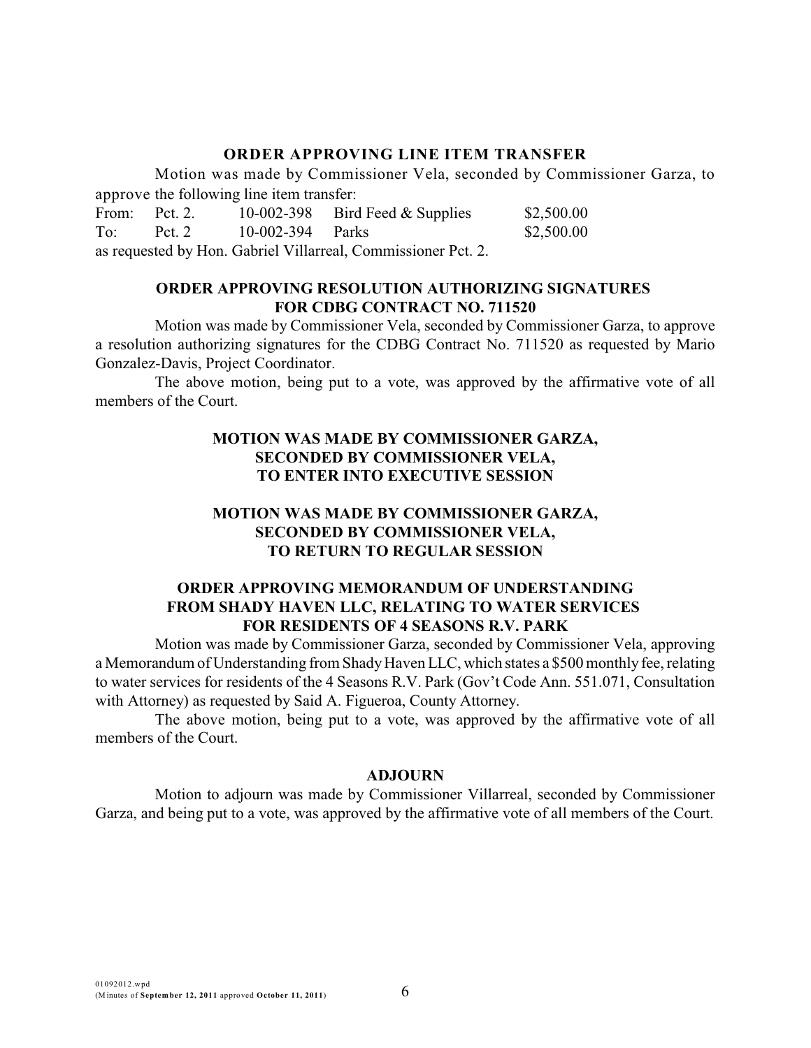### ORDER APPROVING LINE ITEM TRANSFER

Motion was made by Commissioner Vela, seconded by Commissioner Garza, to approve the following line item transfer:

| | | | | |
|---|---|---|---|---|
| From: | Pct. 2. | 10-002-398 | Bird Feed & Supplies | $2,500.00 |
| To: | Pct. 2 | 10-002-394 | Parks | $2,500.00 |

as requested by Hon. Gabriel Villarreal, Commissioner Pct. 2.

### ORDER APPROVING RESOLUTION AUTHORIZING SIGNATURES FOR CDBG CONTRACT NO. 711520

Motion was made by Commissioner Vela, seconded by Commissioner Garza, to approve a resolution authorizing signatures for the CDBG Contract No. 711520 as requested by Mario Gonzalez-Davis, Project Coordinator.

The above motion, being put to a vote, was approved by the affirmative vote of all members of the Court.

### MOTION WAS MADE BY COMMISSIONER GARZA, SECONDED BY COMMISSIONER VELA, TO ENTER INTO EXECUTIVE SESSION

### MOTION WAS MADE BY COMMISSIONER GARZA, SECONDED BY COMMISSIONER VELA, TO RETURN TO REGULAR SESSION

### ORDER APPROVING MEMORANDUM OF UNDERSTANDING FROM SHADY HAVEN LLC, RELATING TO WATER SERVICES FOR RESIDENTS OF 4 SEASONS R.V. PARK

Motion was made by Commissioner Garza, seconded by Commissioner Vela, approving a Memorandum of Understanding from Shady Haven LLC, which states a $500 monthly fee, relating to water services for residents of the 4 Seasons R.V. Park (Gov't Code Ann. 551.071, Consultation with Attorney) as requested by Said A. Figueroa, County Attorney.

The above motion, being put to a vote, was approved by the affirmative vote of all members of the Court.

### ADJOURN

Motion to adjourn was made by Commissioner Villarreal, seconded by Commissioner Garza, and being put to a vote, was approved by the affirmative vote of all members of the Court.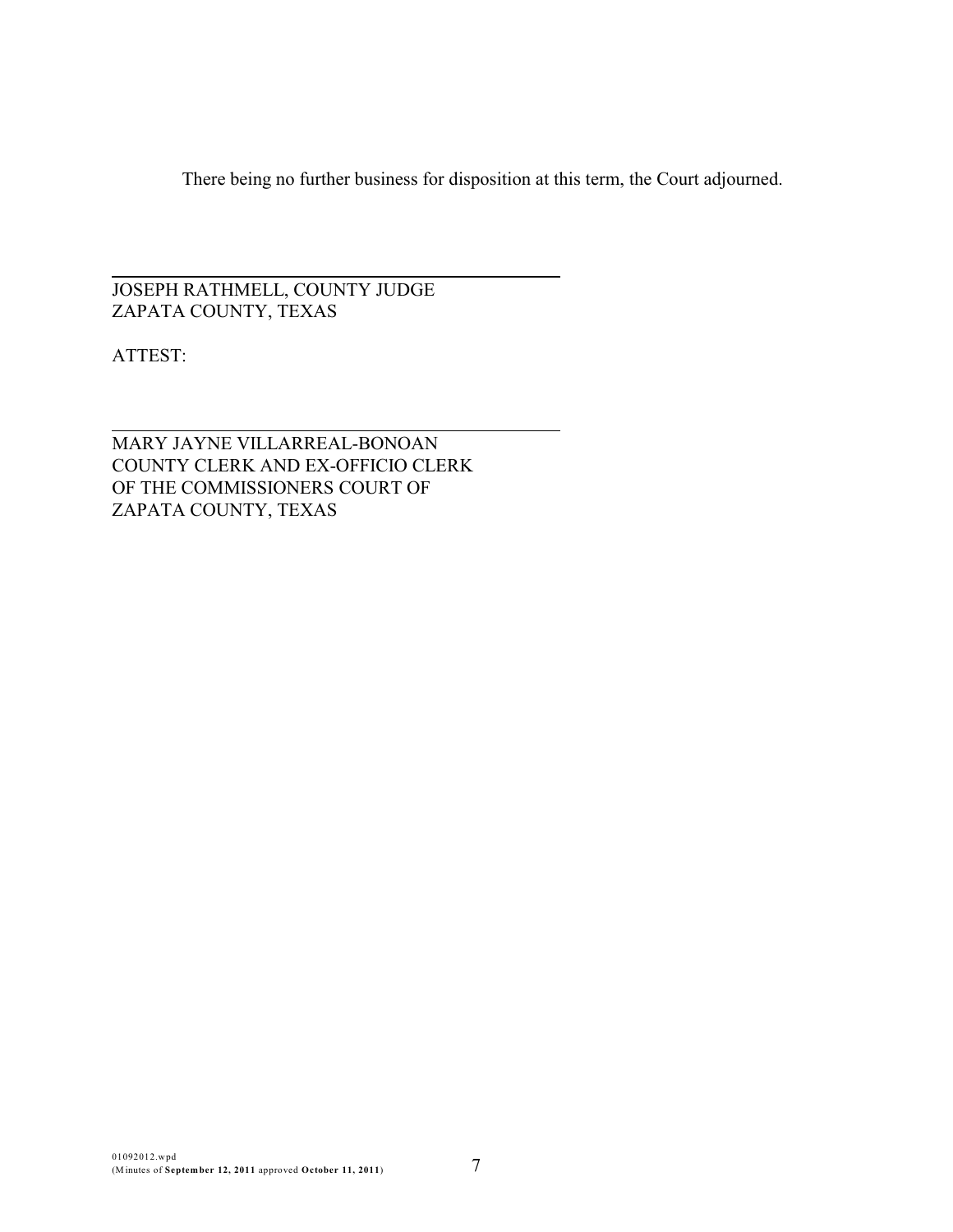There being no further business for disposition at this term, the Court adjourned.

\_\_\_\_\_\_\_\_\_\_\_\_\_\_\_\_\_\_\_\_\_\_\_\_\_\_\_\_\_\_\_\_\_\_\_\_\_\_\_\_

JOSEPH RATHMELL, COUNTY JUDGE
ZAPATA COUNTY, TEXAS

ATTEST:

\_\_\_\_\_\_\_\_\_\_\_\_\_\_\_\_\_\_\_\_\_\_\_\_\_\_\_\_\_\_\_\_\_\_\_\_\_\_\_\_

MARY JAYNE VILLARREAL-BONOAN
COUNTY CLERK AND EX-OFFICIO CLERK
OF THE COMMISSIONERS COURT OF
ZAPATA COUNTY, TEXAS